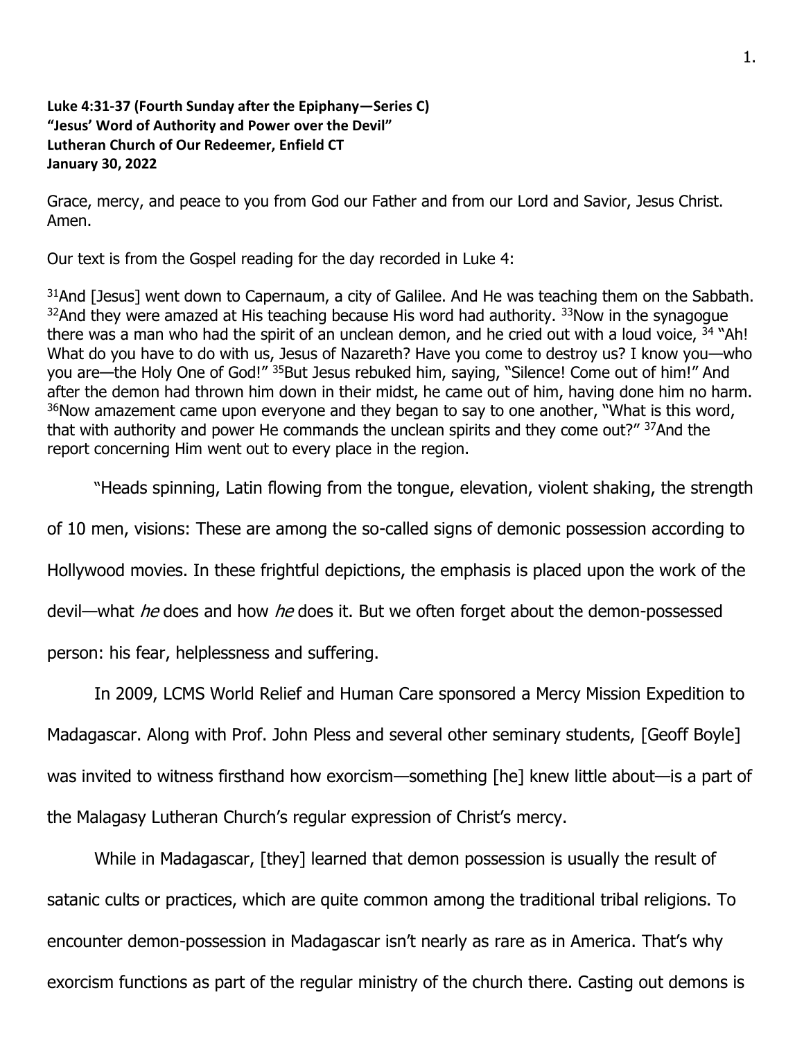**Luke 4:31-37 (Fourth Sunday after the Epiphany—Series C)**
**"Jesus' Word of Authority and Power over the Devil"**
**Lutheran Church of Our Redeemer, Enfield CT**
**January 30, 2022**

Grace, mercy, and peace to you from God our Father and from our Lord and Savior, Jesus Christ. Amen.

Our text is from the Gospel reading for the day recorded in Luke 4:

[31]And [Jesus] went down to Capernaum, a city of Galilee. And He was teaching them on the Sabbath. [32]And they were amazed at His teaching because His word had authority. [33]Now in the synagogue there was a man who had the spirit of an unclean demon, and he cried out with a loud voice, [34] "Ah! What do you have to do with us, Jesus of Nazareth? Have you come to destroy us? I know you—who you are—the Holy One of God!" [35]But Jesus rebuked him, saying, "Silence! Come out of him!" And after the demon had thrown him down in their midst, he came out of him, having done him no harm. [36]Now amazement came upon everyone and they began to say to one another, "What is this word, that with authority and power He commands the unclean spirits and they come out?" [37]And the report concerning Him went out to every place in the region.

"Heads spinning, Latin flowing from the tongue, elevation, violent shaking, the strength of 10 men, visions: These are among the so-called signs of demonic possession according to Hollywood movies. In these frightful depictions, the emphasis is placed upon the work of the devil—what *he* does and how *he* does it. But we often forget about the demon-possessed person: his fear, helplessness and suffering.

In 2009, LCMS World Relief and Human Care sponsored a Mercy Mission Expedition to Madagascar. Along with Prof. John Pless and several other seminary students, [Geoff Boyle] was invited to witness firsthand how exorcism—something [he] knew little about—is a part of the Malagasy Lutheran Church's regular expression of Christ's mercy.

While in Madagascar, [they] learned that demon possession is usually the result of satanic cults or practices, which are quite common among the traditional tribal religions. To encounter demon-possession in Madagascar isn't nearly as rare as in America. That's why exorcism functions as part of the regular ministry of the church there. Casting out demons is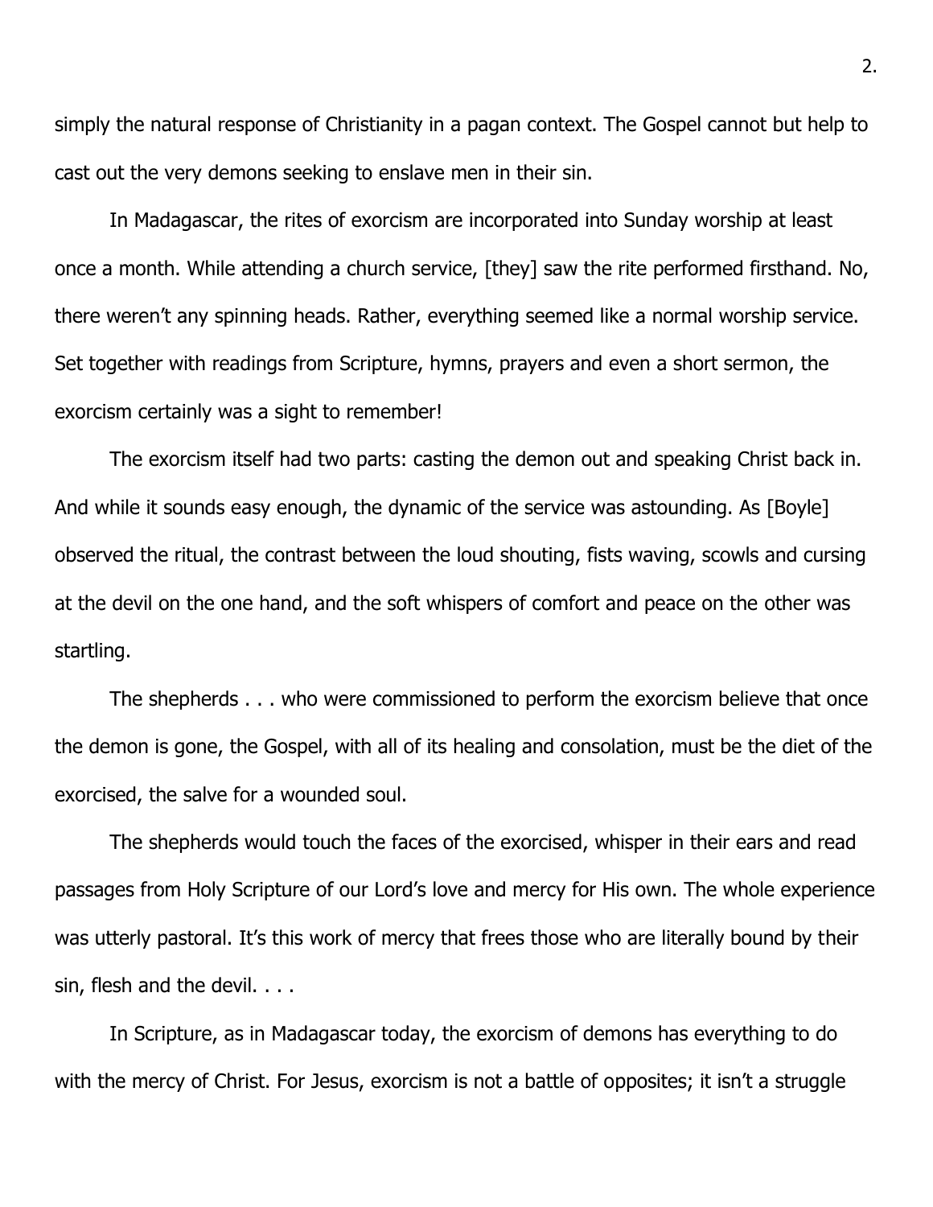simply the natural response of Christianity in a pagan context. The Gospel cannot but help to cast out the very demons seeking to enslave men in their sin.

In Madagascar, the rites of exorcism are incorporated into Sunday worship at least once a month. While attending a church service, [they] saw the rite performed firsthand. No, there weren't any spinning heads. Rather, everything seemed like a normal worship service. Set together with readings from Scripture, hymns, prayers and even a short sermon, the exorcism certainly was a sight to remember!

The exorcism itself had two parts: casting the demon out and speaking Christ back in. And while it sounds easy enough, the dynamic of the service was astounding. As [Boyle] observed the ritual, the contrast between the loud shouting, fists waving, scowls and cursing at the devil on the one hand, and the soft whispers of comfort and peace on the other was startling.

The shepherds . . . who were commissioned to perform the exorcism believe that once the demon is gone, the Gospel, with all of its healing and consolation, must be the diet of the exorcised, the salve for a wounded soul.

The shepherds would touch the faces of the exorcised, whisper in their ears and read passages from Holy Scripture of our Lord's love and mercy for His own. The whole experience was utterly pastoral. It's this work of mercy that frees those who are literally bound by their sin, flesh and the devil. . . .

In Scripture, as in Madagascar today, the exorcism of demons has everything to do with the mercy of Christ. For Jesus, exorcism is not a battle of opposites; it isn't a struggle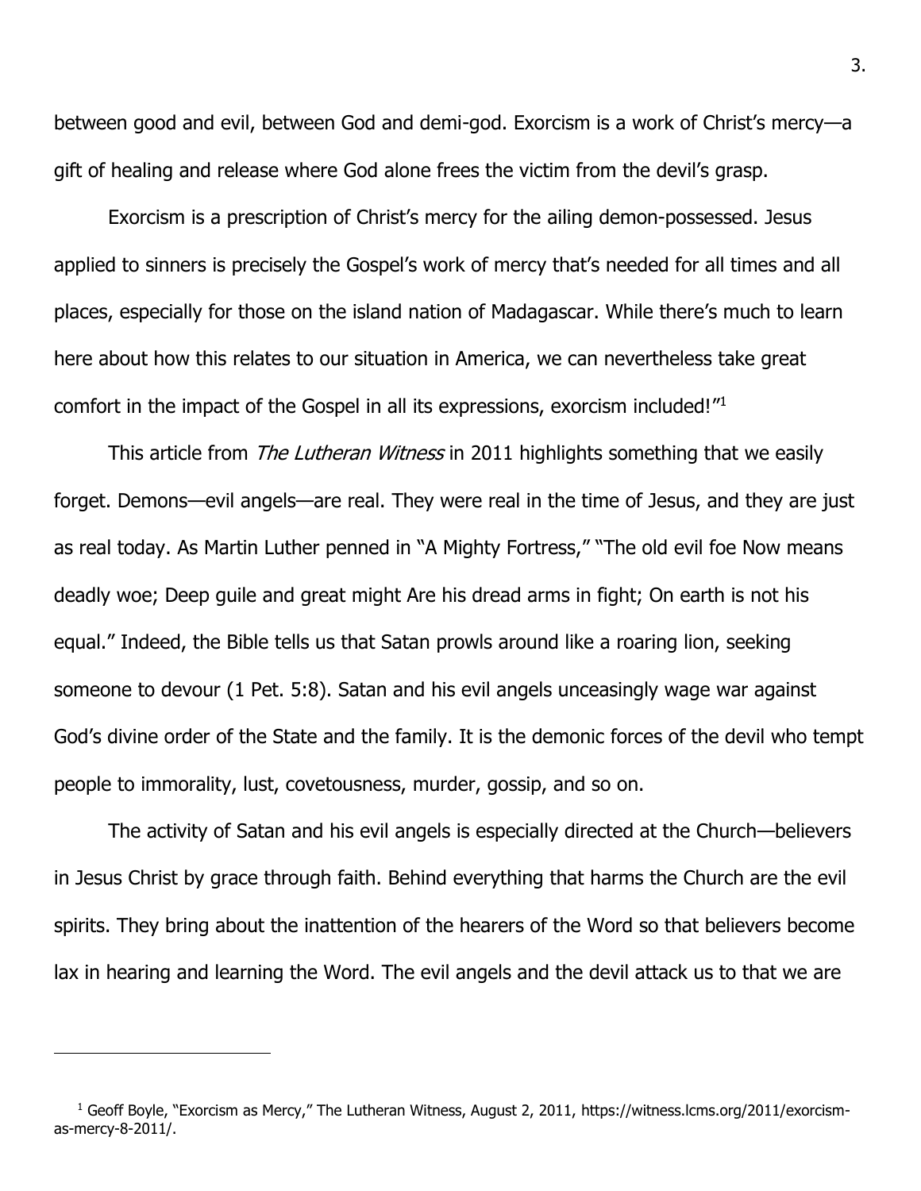between good and evil, between God and demi-god. Exorcism is a work of Christ's mercy—a gift of healing and release where God alone frees the victim from the devil's grasp.

Exorcism is a prescription of Christ's mercy for the ailing demon-possessed. Jesus applied to sinners is precisely the Gospel's work of mercy that's needed for all times and all places, especially for those on the island nation of Madagascar. While there's much to learn here about how this relates to our situation in America, we can nevertheless take great comfort in the impact of the Gospel in all its expressions, exorcism included!"[1]

This article from *The Lutheran Witness* in 2011 highlights something that we easily forget. Demons—evil angels—are real. They were real in the time of Jesus, and they are just as real today. As Martin Luther penned in "A Mighty Fortress," "The old evil foe Now means deadly woe; Deep guile and great might Are his dread arms in fight; On earth is not his equal." Indeed, the Bible tells us that Satan prowls around like a roaring lion, seeking someone to devour (1 Pet. 5:8). Satan and his evil angels unceasingly wage war against God's divine order of the State and the family. It is the demonic forces of the devil who tempt people to immorality, lust, covetousness, murder, gossip, and so on.

The activity of Satan and his evil angels is especially directed at the Church—believers in Jesus Christ by grace through faith. Behind everything that harms the Church are the evil spirits. They bring about the inattention of the hearers of the Word so that believers become lax in hearing and learning the Word. The evil angels and the devil attack us to that we are

---

[1] Geoff Boyle, "Exorcism as Mercy," The Lutheran Witness, August 2, 2011, https://witness.lcms.org/2011/exorcism-as-mercy-8-2011/.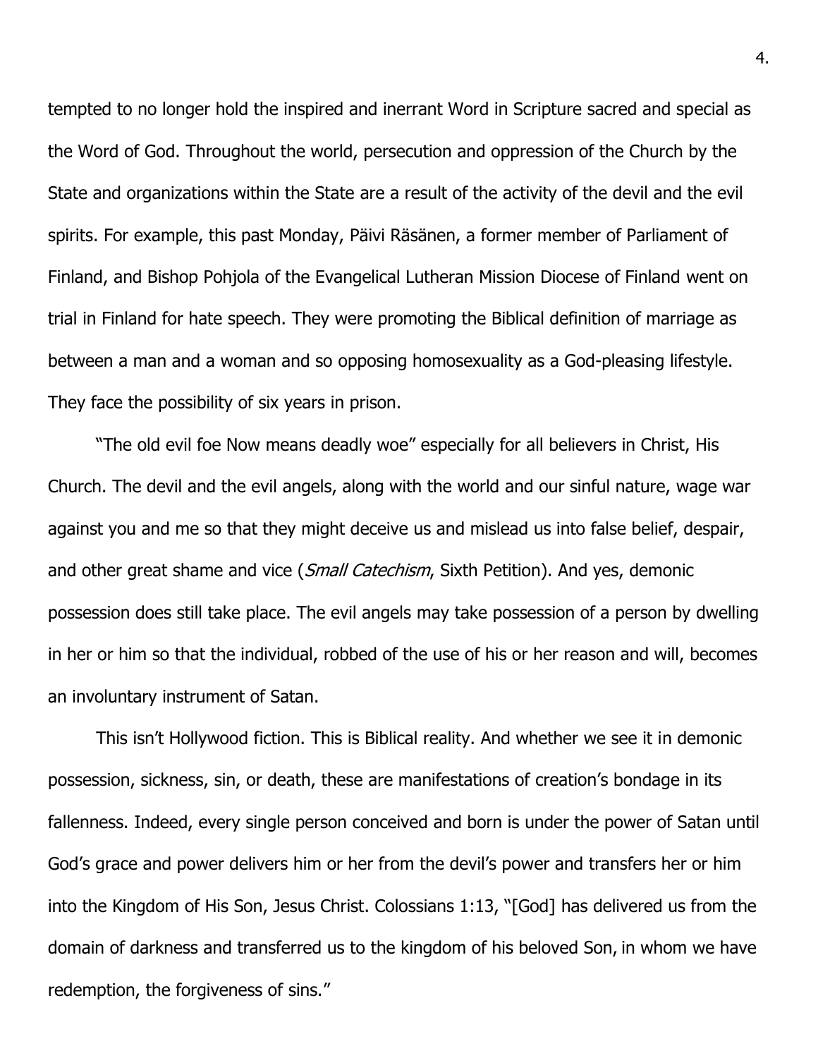tempted to no longer hold the inspired and inerrant Word in Scripture sacred and special as the Word of God. Throughout the world, persecution and oppression of the Church by the State and organizations within the State are a result of the activity of the devil and the evil spirits. For example, this past Monday, Päivi Räsänen, a former member of Parliament of Finland, and Bishop Pohjola of the Evangelical Lutheran Mission Diocese of Finland went on trial in Finland for hate speech. They were promoting the Biblical definition of marriage as between a man and a woman and so opposing homosexuality as a God-pleasing lifestyle. They face the possibility of six years in prison.

"The old evil foe Now means deadly woe" especially for all believers in Christ, His Church. The devil and the evil angels, along with the world and our sinful nature, wage war against you and me so that they might deceive us and mislead us into false belief, despair, and other great shame and vice (*Small Catechism*, Sixth Petition). And yes, demonic possession does still take place. The evil angels may take possession of a person by dwelling in her or him so that the individual, robbed of the use of his or her reason and will, becomes an involuntary instrument of Satan.

This isn't Hollywood fiction. This is Biblical reality. And whether we see it in demonic possession, sickness, sin, or death, these are manifestations of creation's bondage in its fallenness. Indeed, every single person conceived and born is under the power of Satan until God's grace and power delivers him or her from the devil's power and transfers her or him into the Kingdom of His Son, Jesus Christ. Colossians 1:13, "[God] has delivered us from the domain of darkness and transferred us to the kingdom of his beloved Son, in whom we have redemption, the forgiveness of sins."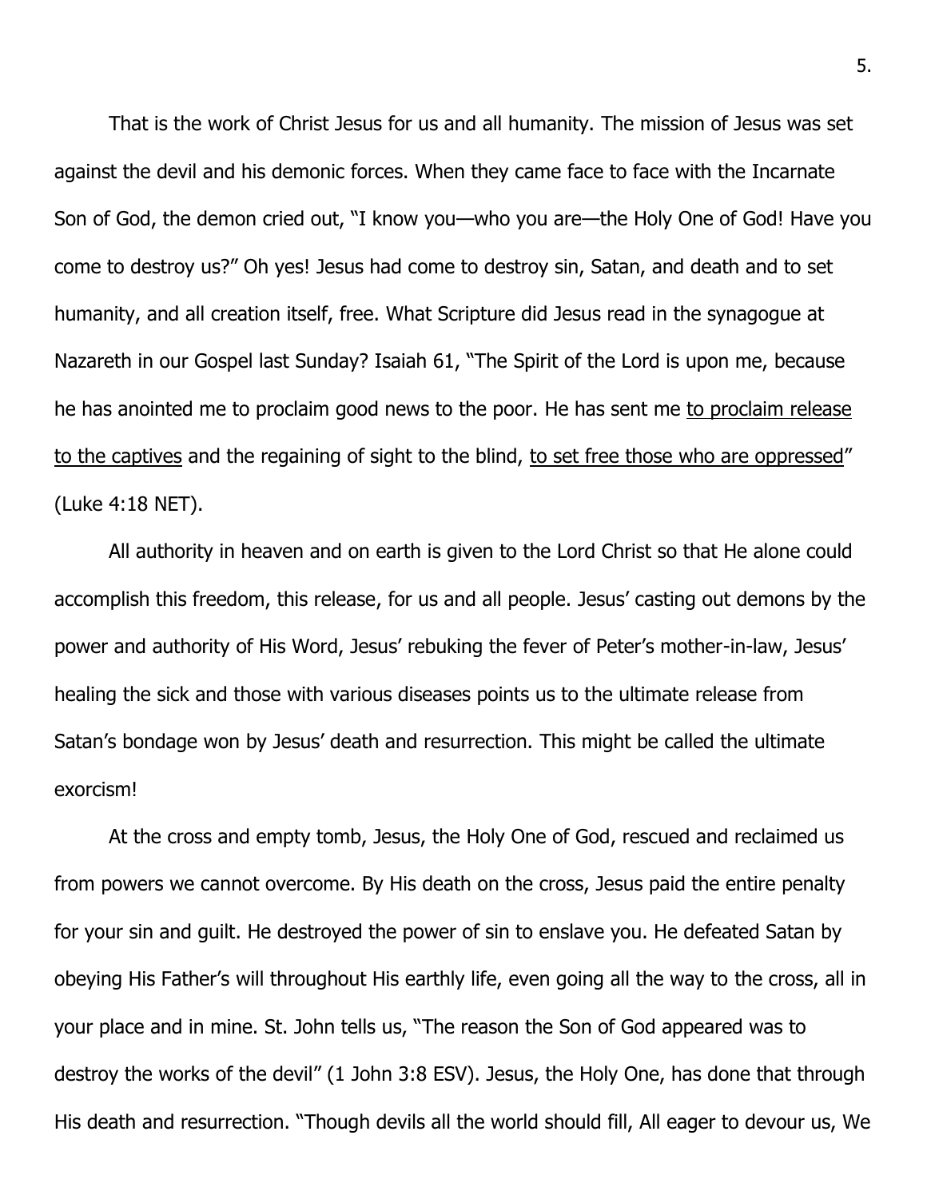That is the work of Christ Jesus for us and all humanity. The mission of Jesus was set against the devil and his demonic forces. When they came face to face with the Incarnate Son of God, the demon cried out, "I know you—who you are—the Holy One of God! Have you come to destroy us?" Oh yes! Jesus had come to destroy sin, Satan, and death and to set humanity, and all creation itself, free. What Scripture did Jesus read in the synagogue at Nazareth in our Gospel last Sunday? Isaiah 61, "The Spirit of the Lord is upon me, because he has anointed me to proclaim good news to the poor. He has sent me <u>to proclaim release to the captives</u> and the regaining of sight to the blind, <u>to set free those who are oppressed</u>" (Luke 4:18 NET).

All authority in heaven and on earth is given to the Lord Christ so that He alone could accomplish this freedom, this release, for us and all people. Jesus' casting out demons by the power and authority of His Word, Jesus' rebuking the fever of Peter's mother-in-law, Jesus' healing the sick and those with various diseases points us to the ultimate release from Satan's bondage won by Jesus' death and resurrection. This might be called the ultimate exorcism!

At the cross and empty tomb, Jesus, the Holy One of God, rescued and reclaimed us from powers we cannot overcome. By His death on the cross, Jesus paid the entire penalty for your sin and guilt. He destroyed the power of sin to enslave you. He defeated Satan by obeying His Father's will throughout His earthly life, even going all the way to the cross, all in your place and in mine. St. John tells us, "The reason the Son of God appeared was to destroy the works of the devil" (1 John 3:8 ESV). Jesus, the Holy One, has done that through His death and resurrection. "Though devils all the world should fill, All eager to devour us, We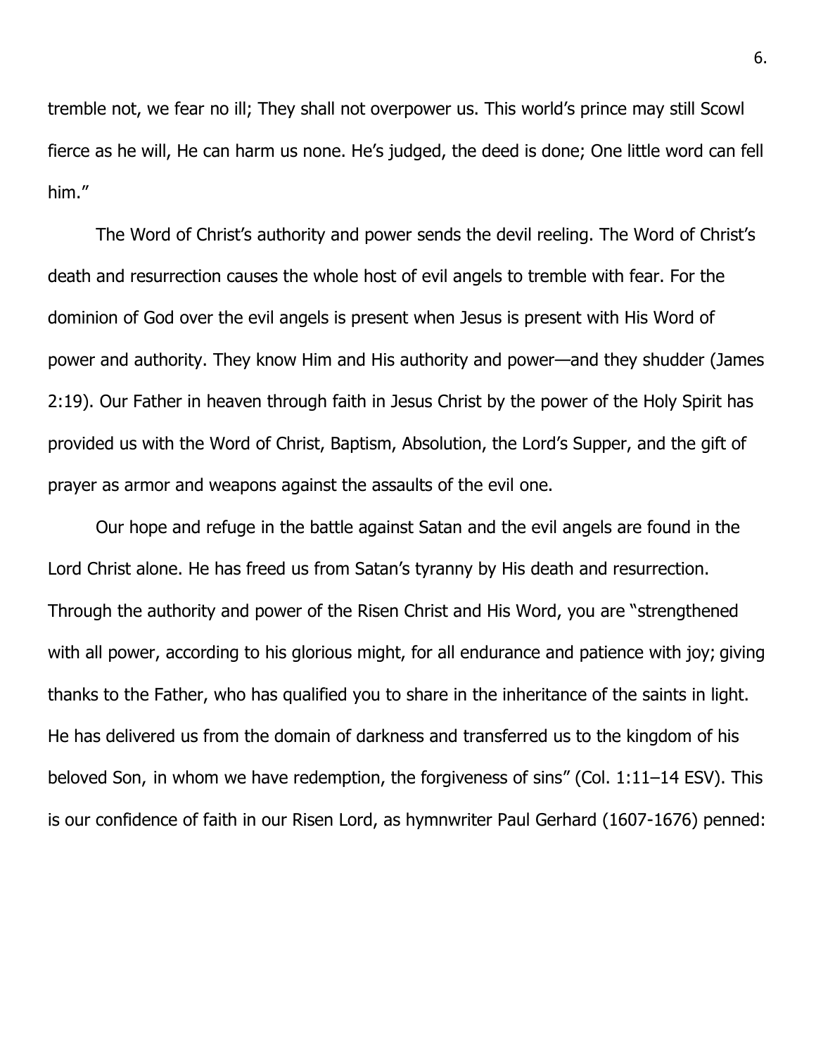tremble not, we fear no ill; They shall not overpower us. This world's prince may still Scowl fierce as he will, He can harm us none. He's judged, the deed is done; One little word can fell him."

The Word of Christ's authority and power sends the devil reeling. The Word of Christ's death and resurrection causes the whole host of evil angels to tremble with fear. For the dominion of God over the evil angels is present when Jesus is present with His Word of power and authority. They know Him and His authority and power—and they shudder (James 2:19). Our Father in heaven through faith in Jesus Christ by the power of the Holy Spirit has provided us with the Word of Christ, Baptism, Absolution, the Lord's Supper, and the gift of prayer as armor and weapons against the assaults of the evil one.

Our hope and refuge in the battle against Satan and the evil angels are found in the Lord Christ alone. He has freed us from Satan's tyranny by His death and resurrection. Through the authority and power of the Risen Christ and His Word, you are "strengthened with all power, according to his glorious might, for all endurance and patience with joy; giving thanks to the Father, who has qualified you to share in the inheritance of the saints in light. He has delivered us from the domain of darkness and transferred us to the kingdom of his beloved Son, in whom we have redemption, the forgiveness of sins" (Col. 1:11–14 ESV). This is our confidence of faith in our Risen Lord, as hymnwriter Paul Gerhard (1607-1676) penned: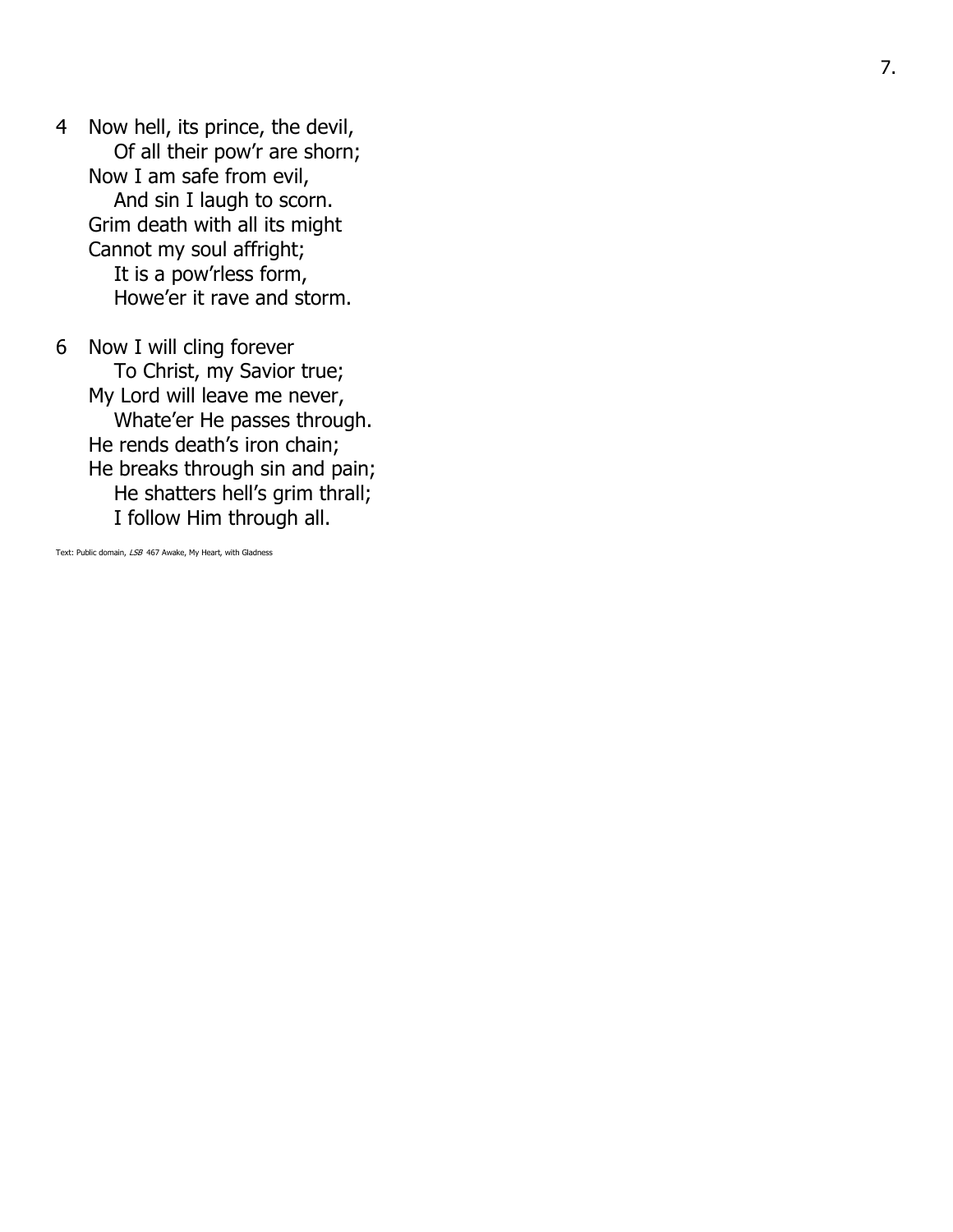4 Now hell, its prince, the devil,  
  Of all their pow'r are shorn;  
Now I am safe from evil,  
  And sin I laugh to scorn.  
Grim death with all its might  
Cannot my soul affright;  
  It is a pow'rless form,  
  Howe'er it rave and storm.

6 Now I will cling forever  
  To Christ, my Savior true;  
My Lord will leave me never,  
  Whate'er He passes through.  
He rends death's iron chain;  
He breaks through sin and pain;  
  He shatters hell's grim thrall;  
  I follow Him through all.

Text: Public domain, *LSB* 467 Awake, My Heart, with Gladness